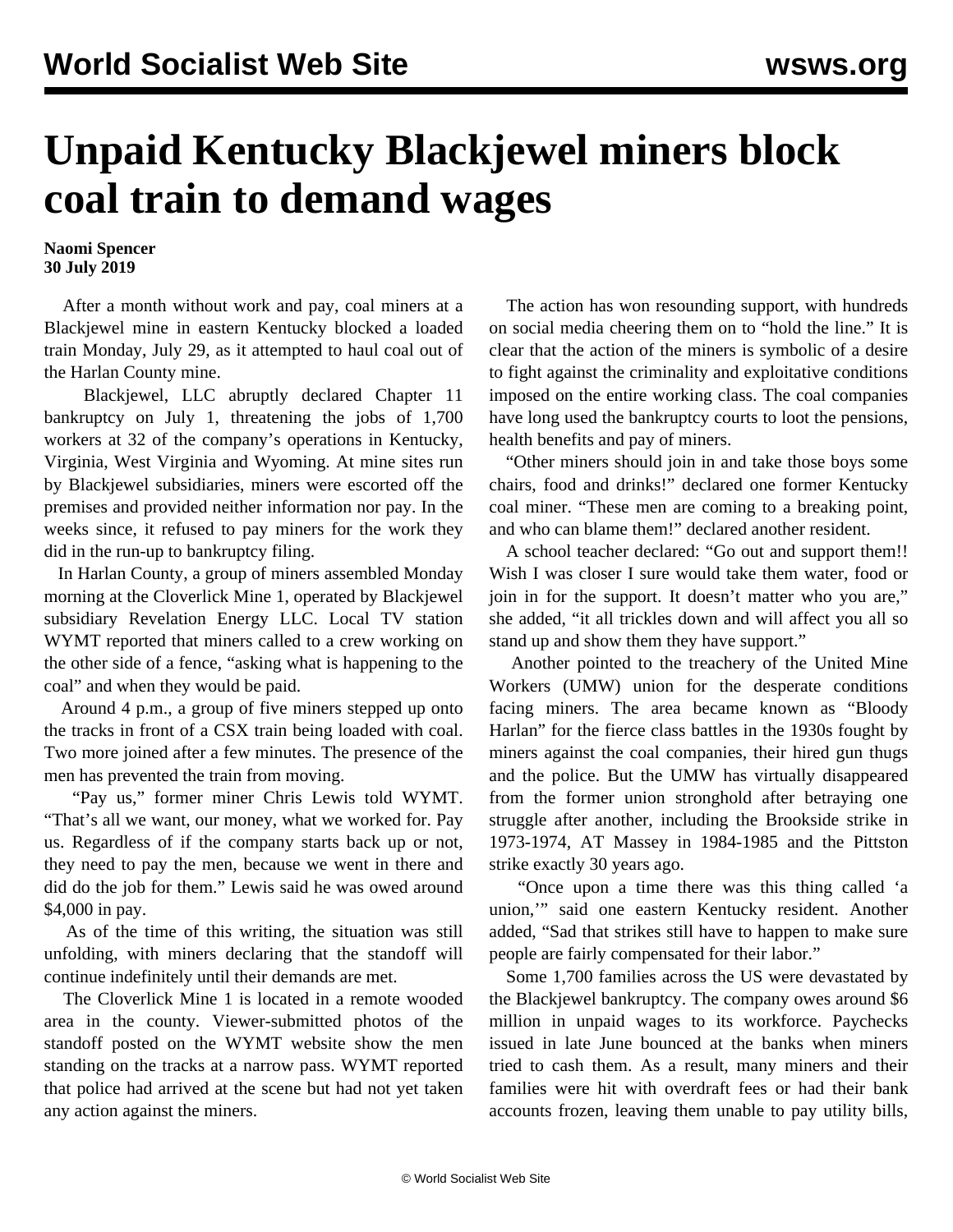# Unpaid Kentucky Blackjewel miners block coal train to demand wages

**Naomi Spencer**
**30 July 2019**

After a month without work and pay, coal miners at a Blackjewel mine in eastern Kentucky blocked a loaded train Monday, July 29, as it attempted to haul coal out of the Harlan County mine.

Blackjewel, LLC abruptly declared Chapter 11 bankruptcy on July 1, threatening the jobs of 1,700 workers at 32 of the company's operations in Kentucky, Virginia, West Virginia and Wyoming. At mine sites run by Blackjewel subsidiaries, miners were escorted off the premises and provided neither information nor pay. In the weeks since, it refused to pay miners for the work they did in the run-up to bankruptcy filing.

In Harlan County, a group of miners assembled Monday morning at the Cloverlick Mine 1, operated by Blackjewel subsidiary Revelation Energy LLC. Local TV station WYMT reported that miners called to a crew working on the other side of a fence, "asking what is happening to the coal" and when they would be paid.

Around 4 p.m., a group of five miners stepped up onto the tracks in front of a CSX train being loaded with coal. Two more joined after a few minutes. The presence of the men has prevented the train from moving.

"Pay us," former miner Chris Lewis told WYMT. "That's all we want, our money, what we worked for. Pay us. Regardless of if the company starts back up or not, they need to pay the men, because we went in there and did do the job for them." Lewis said he was owed around $4,000 in pay.

As of the time of this writing, the situation was still unfolding, with miners declaring that the standoff will continue indefinitely until their demands are met.

The Cloverlick Mine 1 is located in a remote wooded area in the county. Viewer-submitted photos of the standoff posted on the WYMT website show the men standing on the tracks at a narrow pass. WYMT reported that police had arrived at the scene but had not yet taken any action against the miners.

The action has won resounding support, with hundreds on social media cheering them on to "hold the line." It is clear that the action of the miners is symbolic of a desire to fight against the criminality and exploitative conditions imposed on the entire working class. The coal companies have long used the bankruptcy courts to loot the pensions, health benefits and pay of miners.

"Other miners should join in and take those boys some chairs, food and drinks!" declared one former Kentucky coal miner. "These men are coming to a breaking point, and who can blame them!" declared another resident.

A school teacher declared: "Go out and support them!! Wish I was closer I sure would take them water, food or join in for the support. It doesn't matter who you are," she added, "it all trickles down and will affect you all so stand up and show them they have support."

Another pointed to the treachery of the United Mine Workers (UMW) union for the desperate conditions facing miners. The area became known as "Bloody Harlan" for the fierce class battles in the 1930s fought by miners against the coal companies, their hired gun thugs and the police. But the UMW has virtually disappeared from the former union stronghold after betraying one struggle after another, including the Brookside strike in 1973-1974, AT Massey in 1984-1985 and the Pittston strike exactly 30 years ago.

"Once upon a time there was this thing called 'a union,'" said one eastern Kentucky resident. Another added, "Sad that strikes still have to happen to make sure people are fairly compensated for their labor."

Some 1,700 families across the US were devastated by the Blackjewel bankruptcy. The company owes around $6 million in unpaid wages to its workforce. Paychecks issued in late June bounced at the banks when miners tried to cash them. As a result, many miners and their families were hit with overdraft fees or had their bank accounts frozen, leaving them unable to pay utility bills,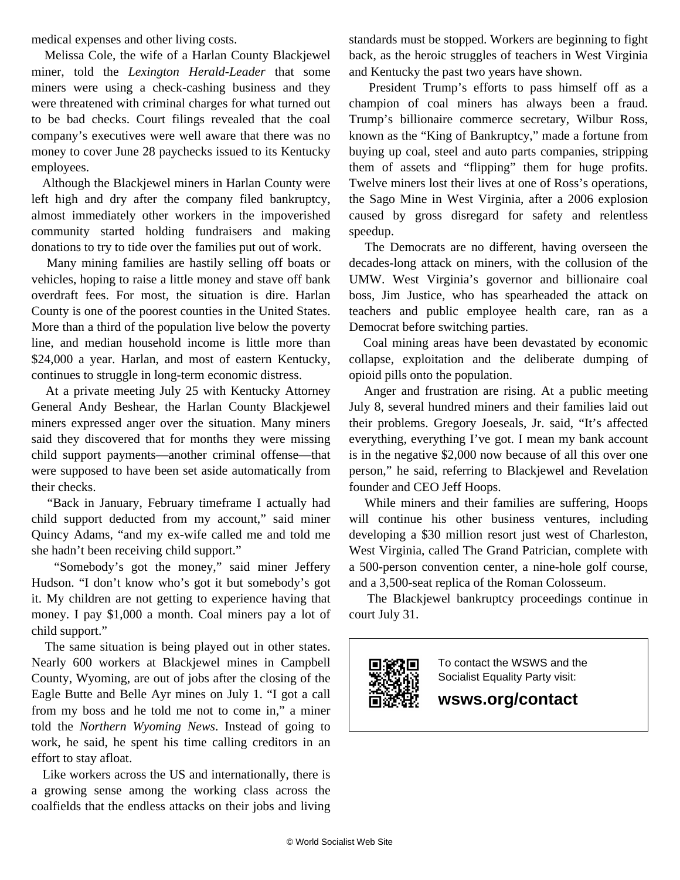medical expenses and other living costs.

Melissa Cole, the wife of a Harlan County Blackjewel miner, told the *Lexington Herald-Leader* that some miners were using a check-cashing business and they were threatened with criminal charges for what turned out to be bad checks. Court filings revealed that the coal company's executives were well aware that there was no money to cover June 28 paychecks issued to its Kentucky employees.

Although the Blackjewel miners in Harlan County were left high and dry after the company filed bankruptcy, almost immediately other workers in the impoverished community started holding fundraisers and making donations to try to tide over the families put out of work.

Many mining families are hastily selling off boats or vehicles, hoping to raise a little money and stave off bank overdraft fees. For most, the situation is dire. Harlan County is one of the poorest counties in the United States. More than a third of the population live below the poverty line, and median household income is little more than $24,000 a year. Harlan, and most of eastern Kentucky, continues to struggle in long-term economic distress.

At a private meeting July 25 with Kentucky Attorney General Andy Beshear, the Harlan County Blackjewel miners expressed anger over the situation. Many miners said they discovered that for months they were missing child support payments—another criminal offense—that were supposed to have been set aside automatically from their checks.

"Back in January, February timeframe I actually had child support deducted from my account," said miner Quincy Adams, "and my ex-wife called me and told me she hadn't been receiving child support."

"Somebody's got the money," said miner Jeffery Hudson. "I don't know who's got it but somebody's got it. My children are not getting to experience having that money. I pay $1,000 a month. Coal miners pay a lot of child support."

The same situation is being played out in other states. Nearly 600 workers at Blackjewel mines in Campbell County, Wyoming, are out of jobs after the closing of the Eagle Butte and Belle Ayr mines on July 1. "I got a call from my boss and he told me not to come in," a miner told the *Northern Wyoming News*. Instead of going to work, he said, he spent his time calling creditors in an effort to stay afloat.

Like workers across the US and internationally, there is a growing sense among the working class across the coalfields that the endless attacks on their jobs and living standards must be stopped. Workers are beginning to fight back, as the heroic struggles of teachers in West Virginia and Kentucky the past two years have shown.

President Trump's efforts to pass himself off as a champion of coal miners has always been a fraud. Trump's billionaire commerce secretary, Wilbur Ross, known as the "King of Bankruptcy," made a fortune from buying up coal, steel and auto parts companies, stripping them of assets and "flipping" them for huge profits. Twelve miners lost their lives at one of Ross's operations, the Sago Mine in West Virginia, after a 2006 explosion caused by gross disregard for safety and relentless speedup.

The Democrats are no different, having overseen the decades-long attack on miners, with the collusion of the UMW. West Virginia's governor and billionaire coal boss, Jim Justice, who has spearheaded the attack on teachers and public employee health care, ran as a Democrat before switching parties.

Coal mining areas have been devastated by economic collapse, exploitation and the deliberate dumping of opioid pills onto the population.

Anger and frustration are rising. At a public meeting July 8, several hundred miners and their families laid out their problems. Gregory Joeseals, Jr. said, "It's affected everything, everything I've got. I mean my bank account is in the negative $2,000 now because of all this over one person," he said, referring to Blackjewel and Revelation founder and CEO Jeff Hoops.

While miners and their families are suffering, Hoops will continue his other business ventures, including developing a $30 million resort just west of Charleston, West Virginia, called The Grand Patrician, complete with a 500-person convention center, a nine-hole golf course, and a 3,500-seat replica of the Roman Colosseum.

The Blackjewel bankruptcy proceedings continue in court July 31.

To contact the WSWS and the Socialist Equality Party visit:

**wsws.org/contact**